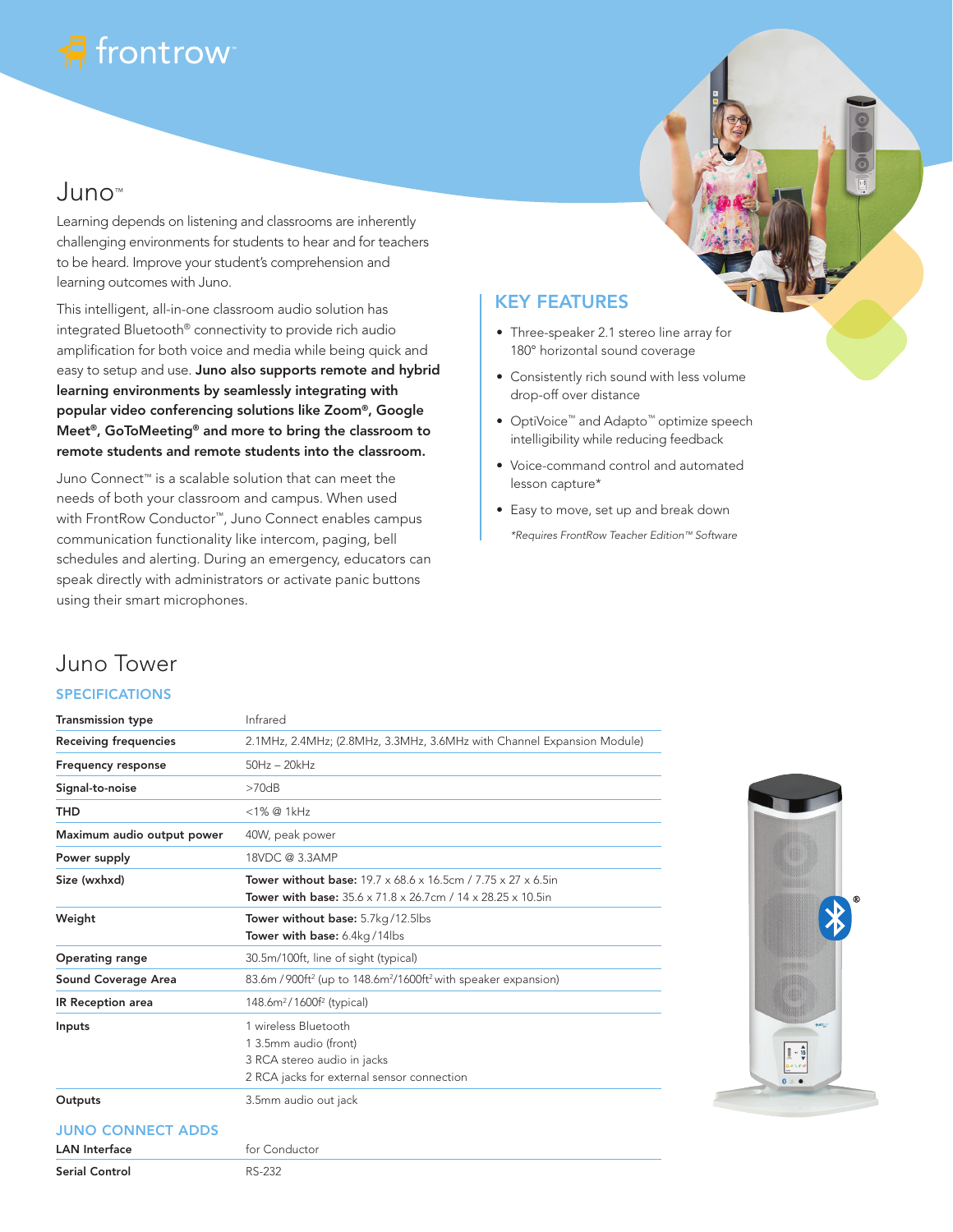frontrow™

# Juno™

Learning depends on listening and classrooms are inherently challenging environments for students to hear and for teachers to be heard. Improve your student's comprehension and learning outcomes with Juno.

This intelligent, all-in-one classroom audio solution has integrated Bluetooth® connectivity to provide rich audio amplification for both voice and media while being quick and easy to setup and use. **Juno also supports remote and hybrid learning environments by seamlessly integrating with popular video conferencing solutions like Zoom®, Google Meet®, GoToMeeting® and more to bring the classroom to remote students and remote students into the classroom.**

Juno Connect™ is a scalable solution that can meet the needs of both your classroom and campus. When used with FrontRow Conductor™, Juno Connect enables campus communication functionality like intercom, paging, bell schedules and alerting. During an emergency, educators can speak directly with administrators or activate panic buttons using their smart microphones.

## KEY FEATURES

- Three-speaker 2.1 stereo line array for 180° horizontal sound coverage
- Consistently rich sound with less volume drop-off over distance
- OptiVoice™ and Adapto™ optimize speech intelligibility while reducing feedback
- Voice-command control and automated lesson capture*
- Easy to move, set up and break down

*\*Requires FrontRow Teacher Edition™ Software*

# Juno Tower

## SPECIFICATIONS

| | |
|---|---|
| **Transmission type** | Infrared |
| **Receiving frequencies** | 2.1MHz, 2.4MHz; (2.8MHz, 3.3MHz, 3.6MHz with Channel Expansion Module) |
| **Frequency response** | 50Hz – 20kHz |
| **Signal-to-noise** | >70dB |
| **THD** | <1% @ 1kHz |
| **Maximum audio output power** | 40W, peak power |
| **Power supply** | 18VDC @ 3.3AMP |
| **Size (wxhxd)** | **Tower without base:** 19.7 x 68.6 x 16.5cm / 7.75 x 27 x 6.5in<br>**Tower with base:** 35.6 x 71.8 x 26.7cm / 14 x 28.25 x 10.5in |
| **Weight** | **Tower without base:** 5.7kg/12.5lbs<br>**Tower with base:** 6.4kg/14lbs |
| **Operating range** | 30.5m/100ft, line of sight (typical) |
| **Sound Coverage Area** | 83.6m / 900ft² (up to 148.6m²/1600ft² with speaker expansion) |
| **IR Reception area** | 148.6m²/1600f² (typical) |
| **Inputs** | 1 wireless Bluetooth<br>1 3.5mm audio (front)<br>3 RCA stereo audio in jacks<br>2 RCA jacks for external sensor connection |
| **Outputs** | 3.5mm audio out jack |

## JUNO CONNECT ADDS

| | |
|---|---|
| **LAN Interface** | for Conductor |
| **Serial Control** | RS-232 |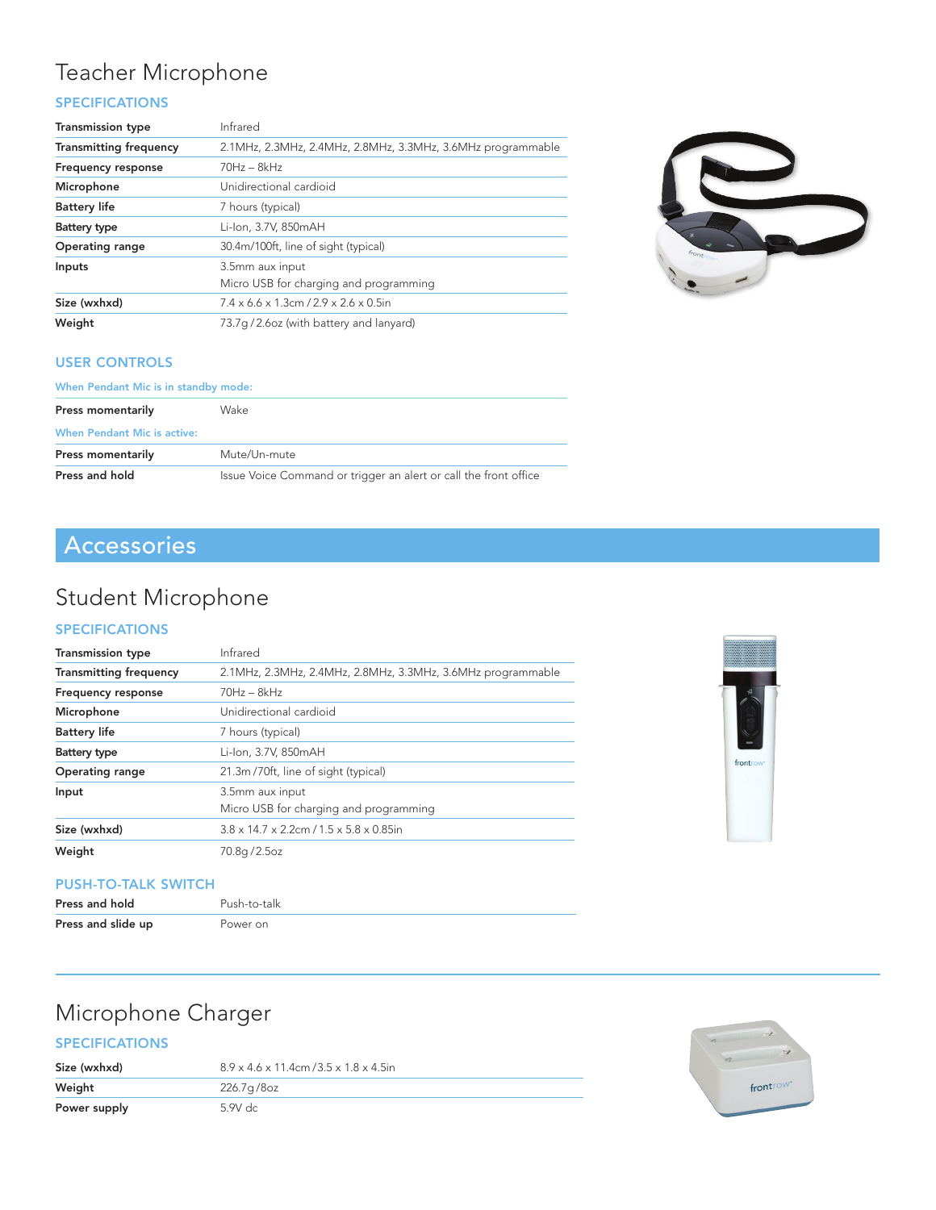# Teacher Microphone

## SPECIFICATIONS

| | |
|---|---|
| **Transmission type** | Infrared |
| **Transmitting frequency** | 2.1MHz, 2.3MHz, 2.4MHz, 2.8MHz, 3.3MHz, 3.6MHz programmable |
| **Frequency response** | 70Hz – 8kHz |
| **Microphone** | Unidirectional cardioid |
| **Battery life** | 7 hours (typical) |
| **Battery type** | Li-Ion, 3.7V, 850mAH |
| **Operating range** | 30.4m/100ft, line of sight (typical) |
| **Inputs** | 3.5mm aux input<br>Micro USB for charging and programming |
| **Size (wxhxd)** | 7.4 x 6.6 x 1.3cm / 2.9 x 2.6 x 0.5in |
| **Weight** | 73.7g / 2.6oz (with battery and lanyard) |

## USER CONTROLS

**When Pendant Mic is in standby mode:**

| | |
|---|---|
| **Press momentarily** | Wake |

**When Pendant Mic is active:**

| | |
|---|---|
| **Press momentarily** | Mute/Un-mute |
| **Press and hold** | Issue Voice Command or trigger an alert or call the front office |

# Accessories

## Student Microphone

### SPECIFICATIONS

| | |
|---|---|
| **Transmission type** | Infrared |
| **Transmitting frequency** | 2.1MHz, 2.3MHz, 2.4MHz, 2.8MHz, 3.3MHz, 3.6MHz programmable |
| **Frequency response** | 70Hz – 8kHz |
| **Microphone** | Unidirectional cardioid |
| **Battery life** | 7 hours (typical) |
| **Battery type** | Li-Ion, 3.7V, 850mAH |
| **Operating range** | 21.3m /70ft, line of sight (typical) |
| **Input** | 3.5mm aux input<br>Micro USB for charging and programming |
| **Size (wxhxd)** | 3.8 x 14.7 x 2.2cm / 1.5 x 5.8 x 0.85in |
| **Weight** | 70.8g / 2.5oz |

### PUSH-TO-TALK SWITCH

| | |
|---|---|
| **Press and hold** | Push-to-talk |
| **Press and slide up** | Power on |

## Microphone Charger

### SPECIFICATIONS

| | |
|---|---|
| **Size (wxhxd)** | 8.9 x 4.6 x 11.4cm / 3.5 x 1.8 x 4.5in |
| **Weight** | 226.7g / 8oz |
| **Power supply** | 5.9V dc |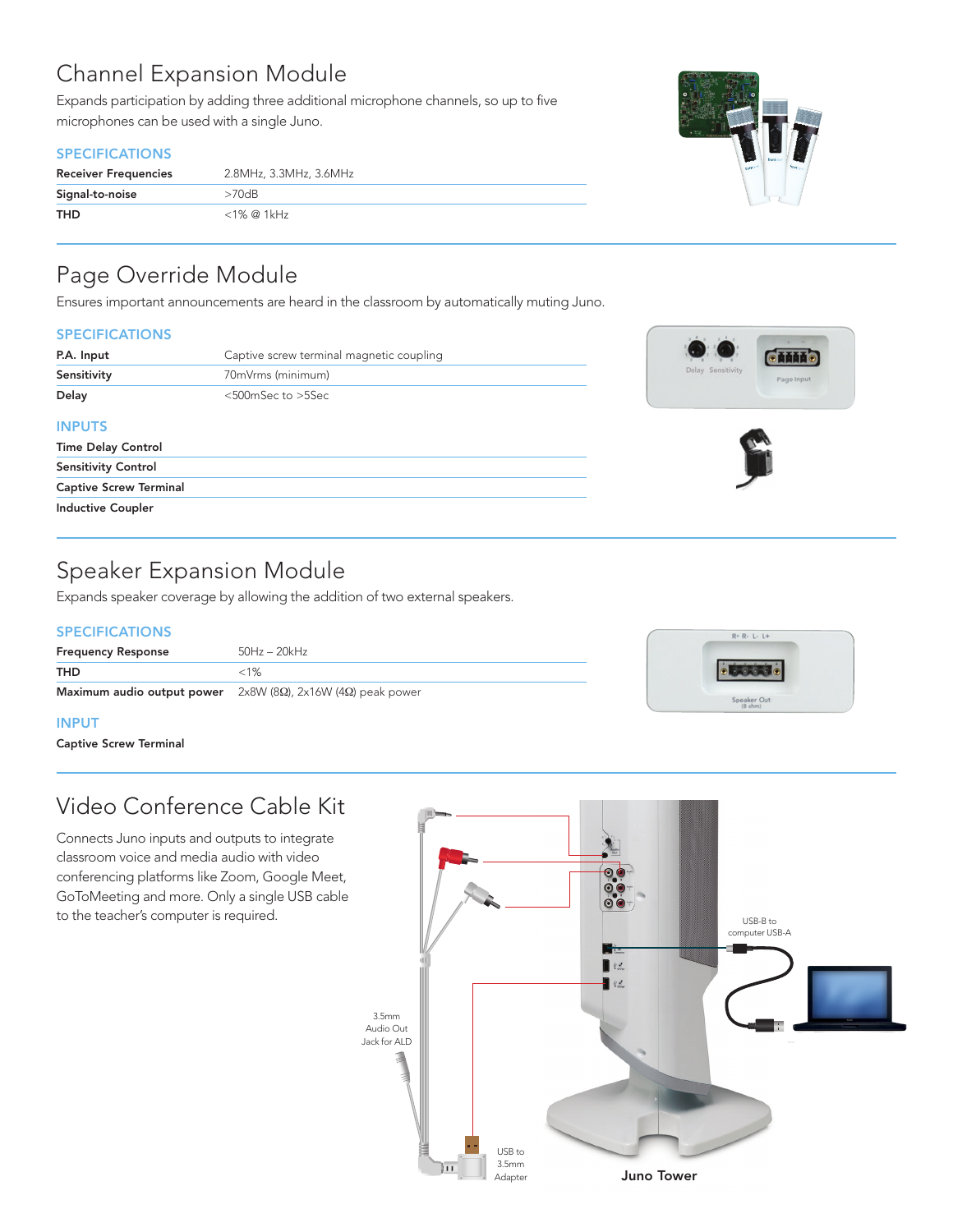## Channel Expansion Module

Expands participation by adding three additional microphone channels, so up to five microphones can be used with a single Juno.

### SPECIFICATIONS

| | |
|---|---|
| **Receiver Frequencies** | 2.8MHz, 3.3MHz, 3.6MHz |
| **Signal-to-noise** | >70dB |
| **THD** | <1% @ 1kHz |

## Page Override Module

Ensures important announcements are heard in the classroom by automatically muting Juno.

### SPECIFICATIONS

| | |
|---|---|
| **P.A. Input** | Captive screw terminal magnetic coupling |
| **Sensitivity** | 70mVrms (minimum) |
| **Delay** | <500mSec to >5Sec |

### INPUTS

**Time Delay Control**
**Sensitivity Control**
**Captive Screw Terminal**
**Inductive Coupler**

Delay Sensitivity

Page Input

## Speaker Expansion Module

Expands speaker coverage by allowing the addition of two external speakers.

### SPECIFICATIONS

| | |
|---|---|
| **Frequency Response** | 50Hz – 20kHz |
| **THD** | <1% |
| **Maximum audio output power** | 2x8W (8Ω), 2x16W (4Ω) peak power |

### INPUT

**Captive Screw Terminal**

R+ R- L- L+

Speaker Out (8 ohm)

## Video Conference Cable Kit

Connects Juno inputs and outputs to integrate classroom voice and media audio with video conferencing platforms like Zoom, Google Meet, GoToMeeting and more. Only a single USB cable to the teacher's computer is required.

USB-B to computer USB-A

3.5mm Audio Out Jack for ALD

USB to 3.5mm Adapter

Juno Tower